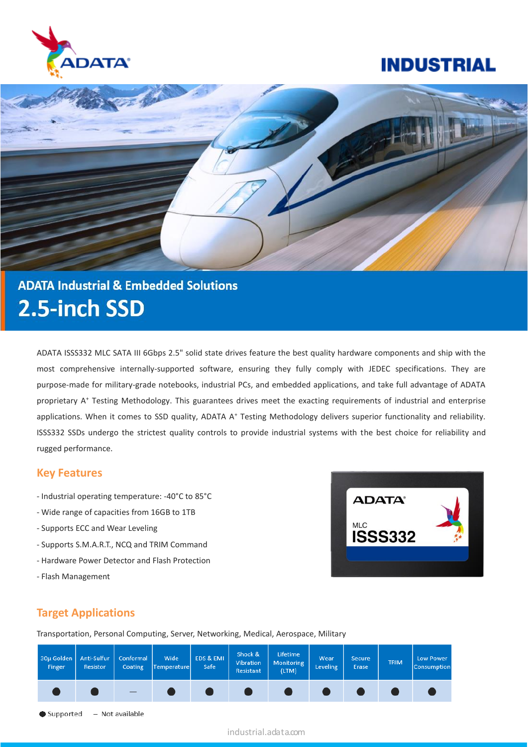ADATA

INDUSTRIAL

## ADATA Industrial & Embedded Solutions

# 2.5-inch SSD

ADATA ISSS332 MLC SATA III 6Gbps 2.5" solid state drives feature the best quality hardware components and ship with the most comprehensive internally-supported software, ensuring they fully comply with JEDEC specifications. They are purpose-made for military-grade notebooks, industrial PCs, and embedded applications, and take full advantage of ADATA proprietary A⁺ Testing Methodology. This guarantees drives meet the exacting requirements of industrial and enterprise applications. When it comes to SSD quality, ADATA A⁺ Testing Methodology delivers superior functionality and reliability. ISSS332 SSDs undergo the strictest quality controls to provide industrial systems with the best choice for reliability and rugged performance.

## Key Features

- Industrial operating temperature: -40°C to 85°C
- Wide range of capacities from 16GB to 1TB
- Supports ECC and Wear Leveling
- Supports S.M.A.R.T., NCQ and TRIM Command
- Hardware Power Detector and Flash Protection
- Flash Management

## Target Applications

Transportation, Personal Computing, Server, Networking, Medical, Aerospace, Military

| 30µ Golden Finger | Anti-Sulfur Resistor | Conformal Coating | Wide Temperature | EDS & EMI Safe | Shock & Vibration Resistant | Lifetime Monitoring (LTM) | Wear Leveling | Secure Erase | TRIM | Low Power Consumption |
|---|---|---|---|---|---|---|---|---|---|---|
| ● | ● | – | ● | ● | ● | ● | ● | ● | ● | ● |

● Supported – Not available

industrial.adata.com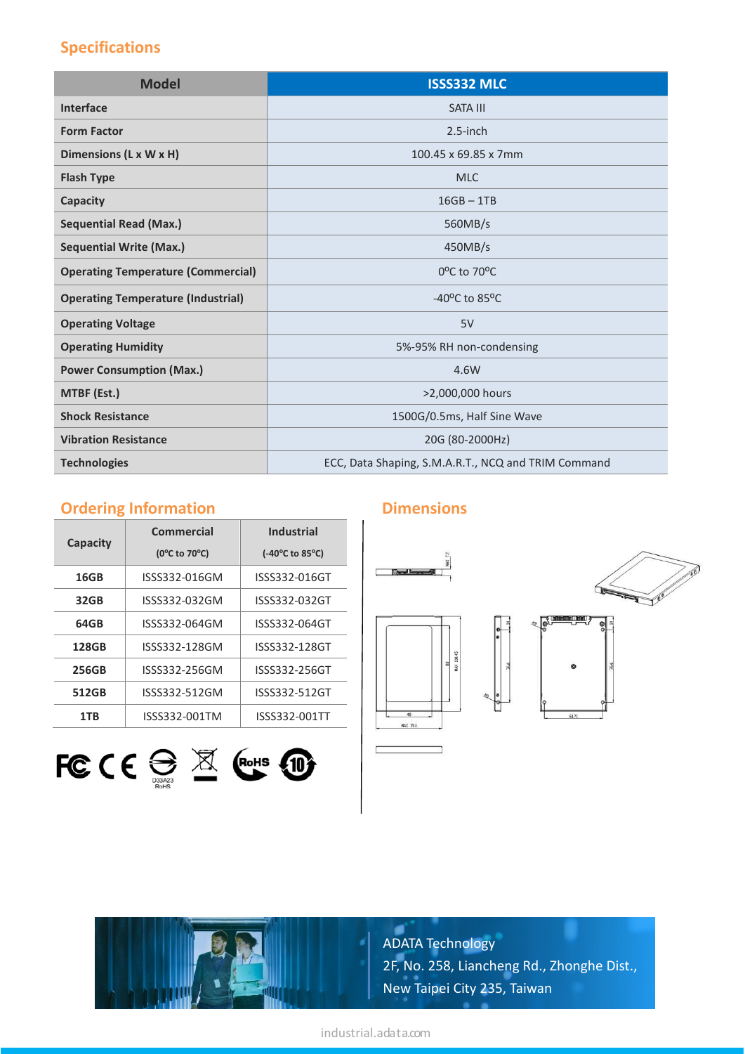## Specifications

| Model | ISSS332 MLC |
|---|---|
| Interface | SATA III |
| Form Factor | 2.5-inch |
| Dimensions (L x W x H) | 100.45 x 69.85 x 7mm |
| Flash Type | MLC |
| Capacity | 16GB – 1TB |
| Sequential Read (Max.) | 560MB/s |
| Sequential Write (Max.) | 450MB/s |
| Operating Temperature (Commercial) | 0ºC to 70ºC |
| Operating Temperature (Industrial) | -40ºC to 85ºC |
| Operating Voltage | 5V |
| Operating Humidity | 5%-95% RH non-condensing |
| Power Consumption (Max.) | 4.6W |
| MTBF (Est.) | >2,000,000 hours |
| Shock Resistance | 1500G/0.5ms, Half Sine Wave |
| Vibration Resistance | 20G (80-2000Hz) |
| Technologies | ECC, Data Shaping, S.M.A.R.T., NCQ and TRIM Command |

## Ordering Information

| Capacity | Commercial (0ºC to 70ºC) | Industrial (-40ºC to 85ºC) |
|---|---|---|
| 16GB | ISSS332-016GM | ISSS332-016GT |
| 32GB | ISSS332-032GM | ISSS332-032GT |
| 64GB | ISSS332-064GM | ISSS332-064GT |
| 128GB | ISSS332-128GM | ISSS332-128GT |
| 256GB | ISSS332-256GM | ISSS332-256GT |
| 512GB | ISSS332-512GM | ISSS332-512GT |
| 1TB | ISSS332-001TM | ISSS332-001TT |

## Dimensions

ADATA Technology
2F, No. 258, Liancheng Rd., Zhonghe Dist.,
New Taipei City 235, Taiwan

industrial.adata.com